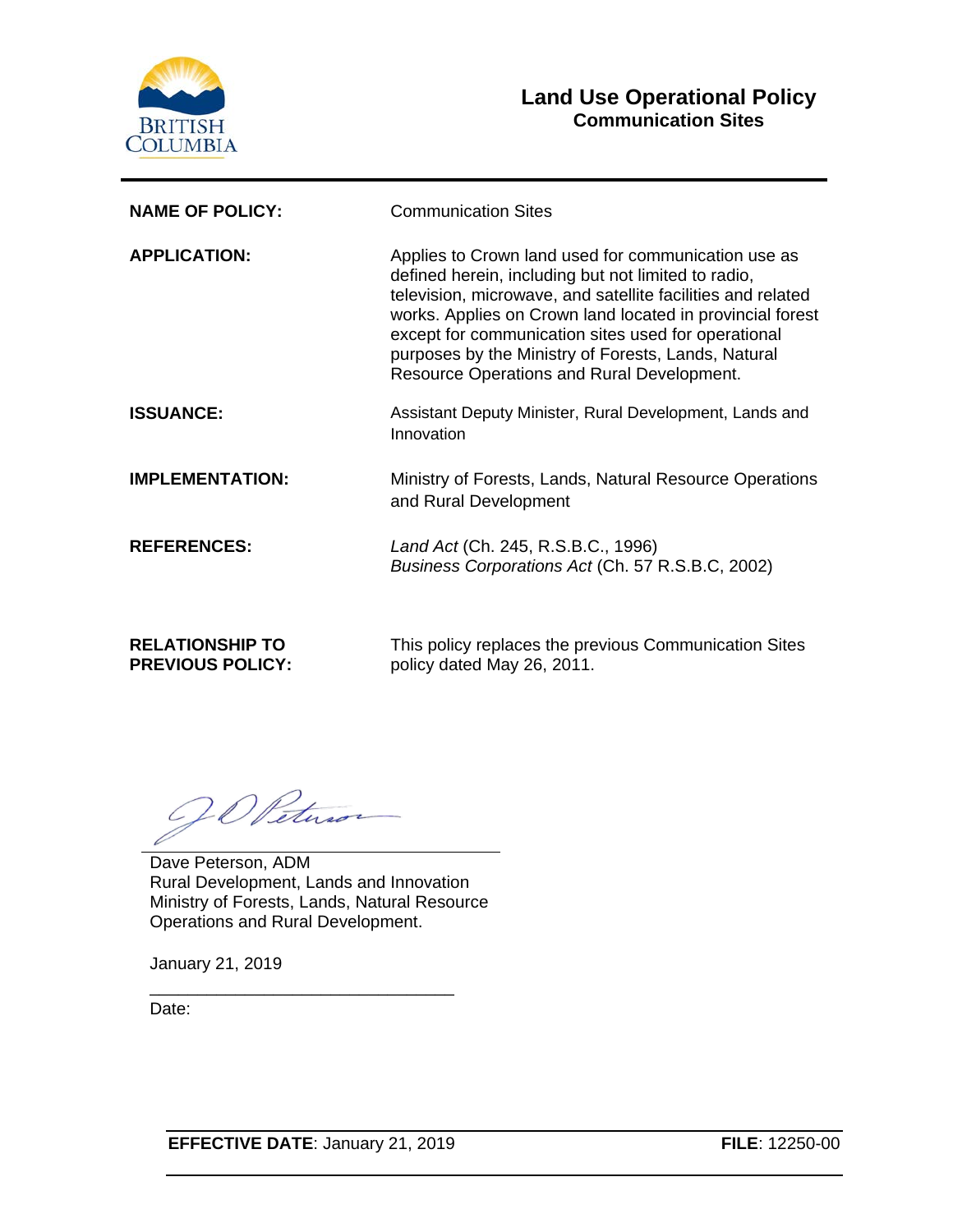# Land Use Operational Policy
## Communication Sites

| | |
|---|---|
| **NAME OF POLICY:** | Communication Sites |
| **APPLICATION:** | Applies to Crown land used for communication use as defined herein, including but not limited to radio, television, microwave, and satellite facilities and related works. Applies on Crown land located in provincial forest except for communication sites used for operational purposes by the Ministry of Forests, Lands, Natural Resource Operations and Rural Development. |
| **ISSUANCE:** | Assistant Deputy Minister, Rural Development, Lands and Innovation |
| **IMPLEMENTATION:** | Ministry of Forests, Lands, Natural Resource Operations and Rural Development |
| **REFERENCES:** | *Land Act* (Ch. 245, R.S.B.C., 1996)<br>*Business Corporations Act* (Ch. 57 R.S.B.C, 2002) |
| **RELATIONSHIP TO PREVIOUS POLICY:** | This policy replaces the previous Communication Sites policy dated May 26, 2011. |

Dave Peterson, ADM
Rural Development, Lands and Innovation
Ministry of Forests, Lands, Natural Resource Operations and Rural Development.

January 21, 2019

Date:

**EFFECTIVE DATE**: January 21, 2019 **FILE**: 12250-00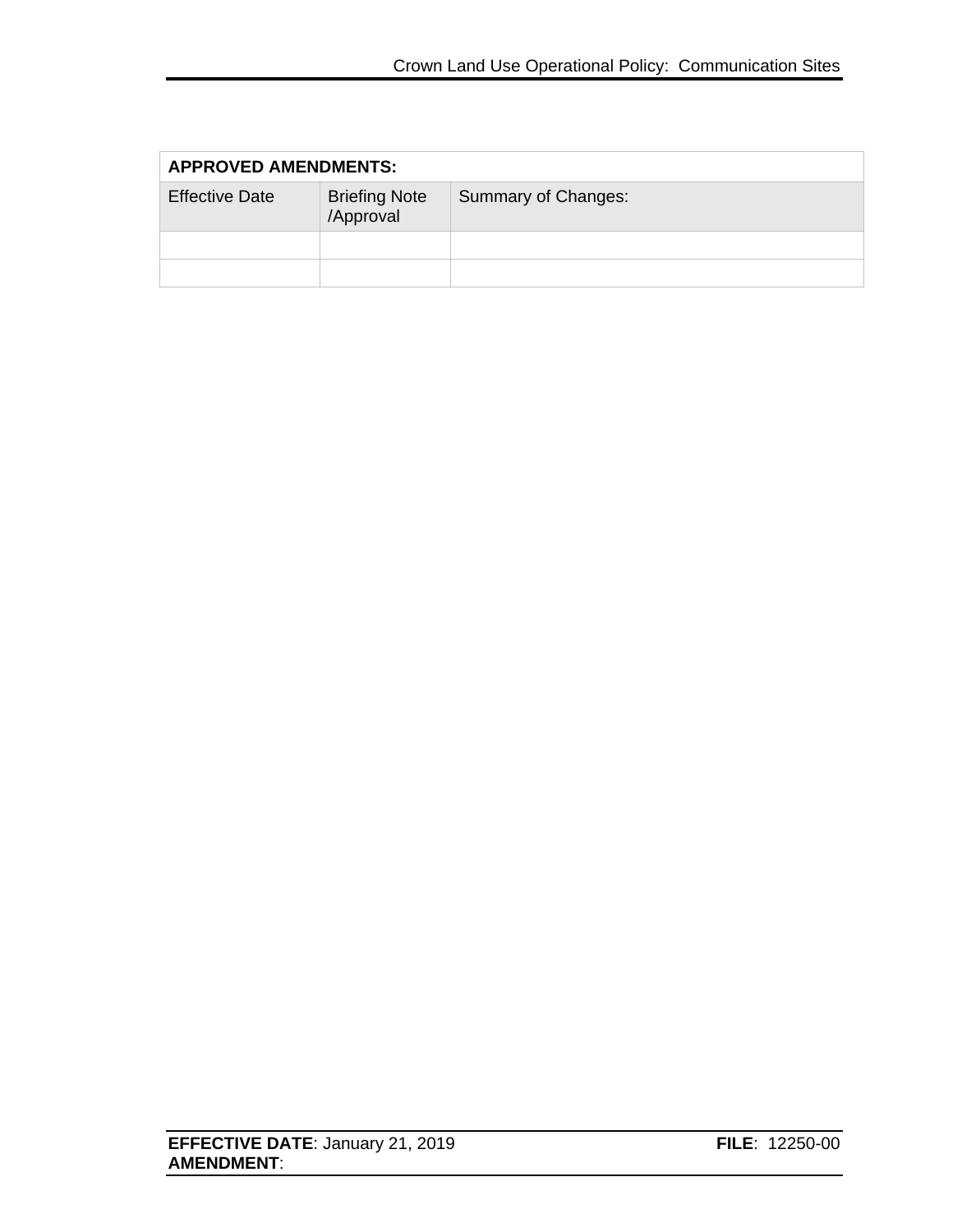| **APPROVED AMENDMENTS:** | | |
|---|---|---|
| Effective Date | Briefing Note /Approval | Summary of Changes: |
| | | |
| | | |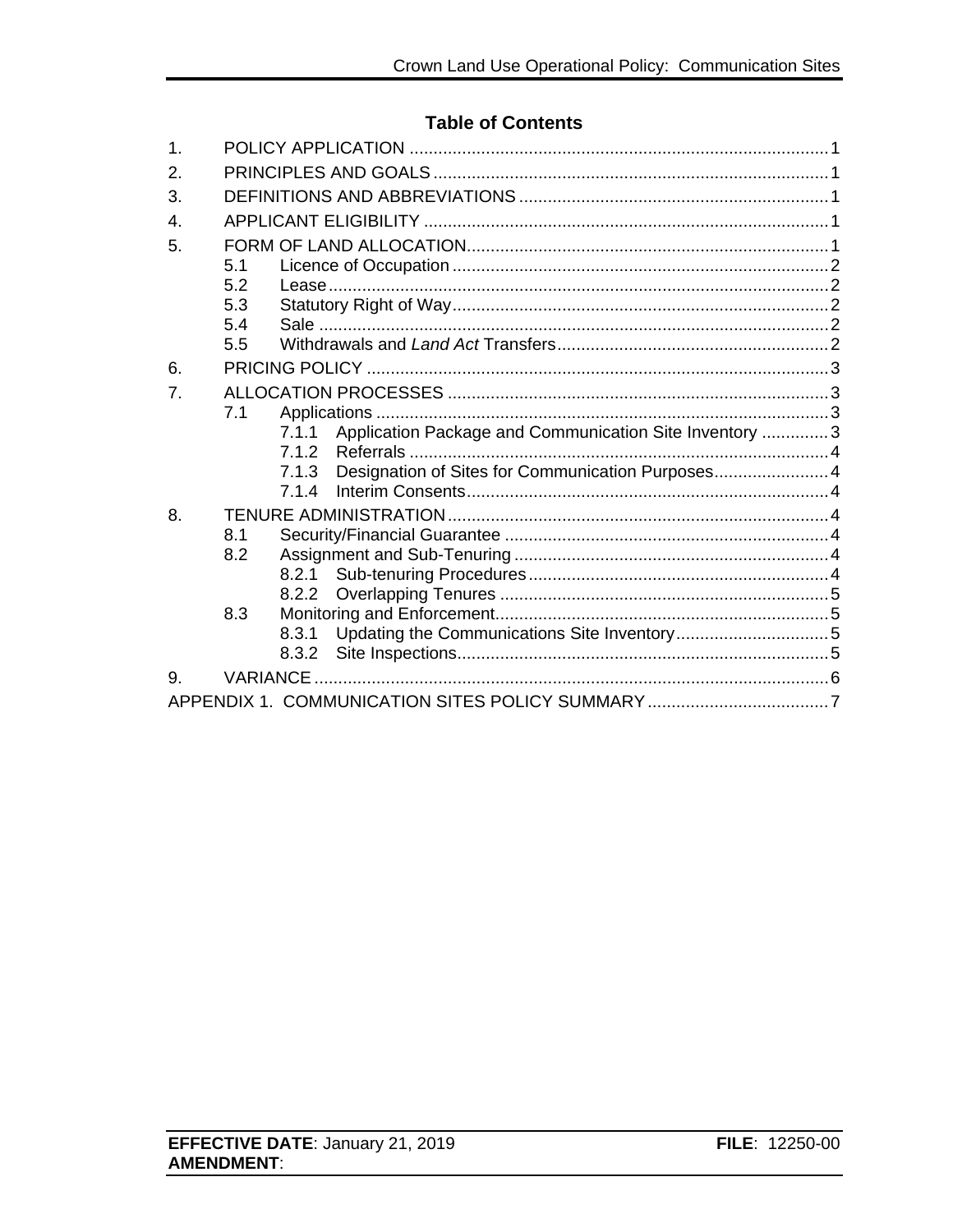## Table of Contents

1. POLICY APPLICATION ........................................................................................ 1
2. PRINCIPLES AND GOALS ................................................................................... 1
3. DEFINITIONS AND ABBREVIATIONS ................................................................. 1
4. APPLICANT ELIGIBILITY ..................................................................................... 1
5. FORM OF LAND ALLOCATION............................................................................ 1
   - 5.1 Licence of Occupation ............................................................................... 2
   - 5.2 Lease ......................................................................................................... 2
   - 5.3 Statutory Right of Way ............................................................................... 2
   - 5.4 Sale ........................................................................................................... 2
   - 5.5 Withdrawals and *Land Act* Transfers ......................................................... 2
6. PRICING POLICY ................................................................................................ 3
7. ALLOCATION PROCESSES ................................................................................ 3
   - 7.1 Applications ............................................................................................... 3
     - 7.1.1 Application Package and Communication Site Inventory .............. 3
     - 7.1.2 Referrals ........................................................................................ 4
     - 7.1.3 Designation of Sites for Communication Purposes ........................ 4
     - 7.1.4 Interim Consents ............................................................................ 4
8. TENURE ADMINISTRATION ................................................................................ 4
   - 8.1 Security/Financial Guarantee .................................................................... 4
   - 8.2 Assignment and Sub-Tenuring .................................................................. 4
     - 8.2.1 Sub-tenuring Procedures ............................................................... 4
     - 8.2.2 Overlapping Tenures ..................................................................... 5
   - 8.3 Monitoring and Enforcement ...................................................................... 5
     - 8.3.1 Updating the Communications Site Inventory ................................ 5
     - 8.3.2 Site Inspections ............................................................................. 5
9. VARIANCE ........................................................................................................... 6

APPENDIX 1. COMMUNICATION SITES POLICY SUMMARY ...................................... 7

**EFFECTIVE DATE**: January 21, 2019 **FILE**: 12250-00
**AMENDMENT**: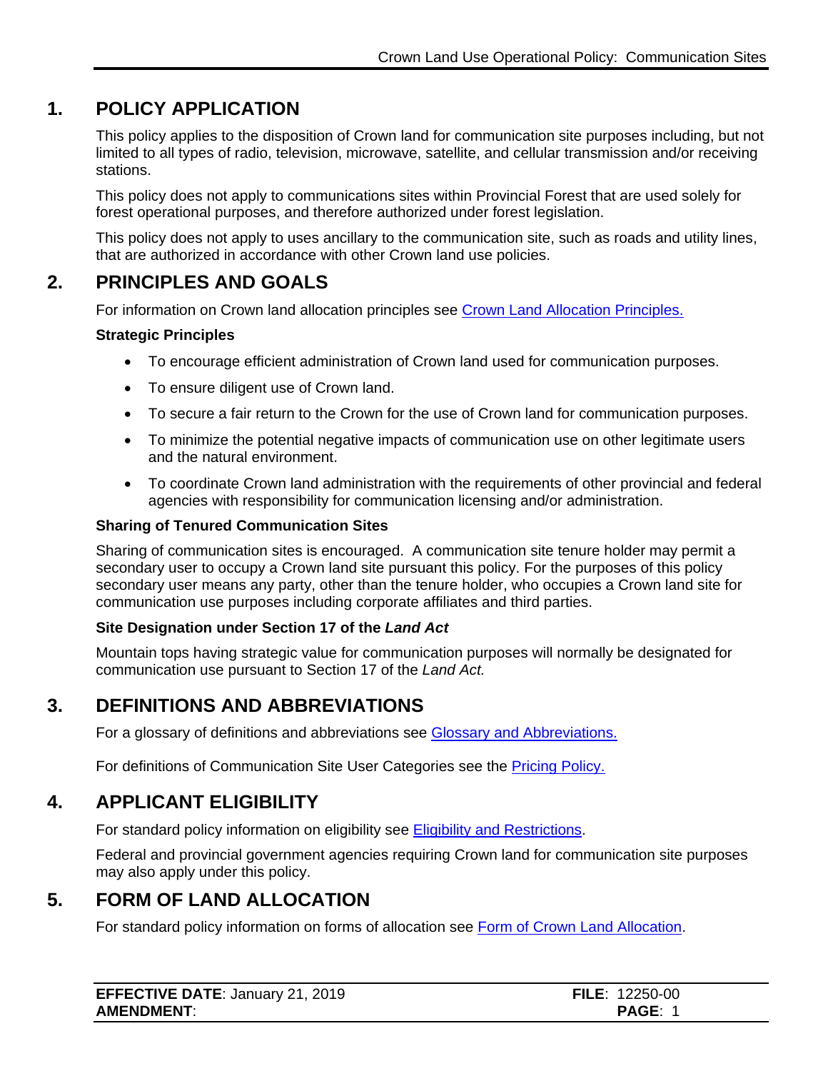## 1. POLICY APPLICATION

This policy applies to the disposition of Crown land for communication site purposes including, but not limited to all types of radio, television, microwave, satellite, and cellular transmission and/or receiving stations.

This policy does not apply to communications sites within Provincial Forest that are used solely for forest operational purposes, and therefore authorized under forest legislation.

This policy does not apply to uses ancillary to the communication site, such as roads and utility lines, that are authorized in accordance with other Crown land use policies.

## 2. PRINCIPLES AND GOALS

For information on Crown land allocation principles see [Crown Land Allocation Principles.]

**Strategic Principles**

- To encourage efficient administration of Crown land used for communication purposes.
- To ensure diligent use of Crown land.
- To secure a fair return to the Crown for the use of Crown land for communication purposes.
- To minimize the potential negative impacts of communication use on other legitimate users and the natural environment.
- To coordinate Crown land administration with the requirements of other provincial and federal agencies with responsibility for communication licensing and/or administration.

**Sharing of Tenured Communication Sites**

Sharing of communication sites is encouraged. A communication site tenure holder may permit a secondary user to occupy a Crown land site pursuant this policy. For the purposes of this policy secondary user means any party, other than the tenure holder, who occupies a Crown land site for communication use purposes including corporate affiliates and third parties.

**Site Designation under Section 17 of the *Land Act***

Mountain tops having strategic value for communication purposes will normally be designated for communication use pursuant to Section 17 of the *Land Act.*

## 3. DEFINITIONS AND ABBREVIATIONS

For a glossary of definitions and abbreviations see [Glossary and Abbreviations.]

For definitions of Communication Site User Categories see the [Pricing Policy.]

## 4. APPLICANT ELIGIBILITY

For standard policy information on eligibility see [Eligibility and Restrictions].

Federal and provincial government agencies requiring Crown land for communication site purposes may also apply under this policy.

## 5. FORM OF LAND ALLOCATION

For standard policy information on forms of allocation see [Form of Crown Land Allocation].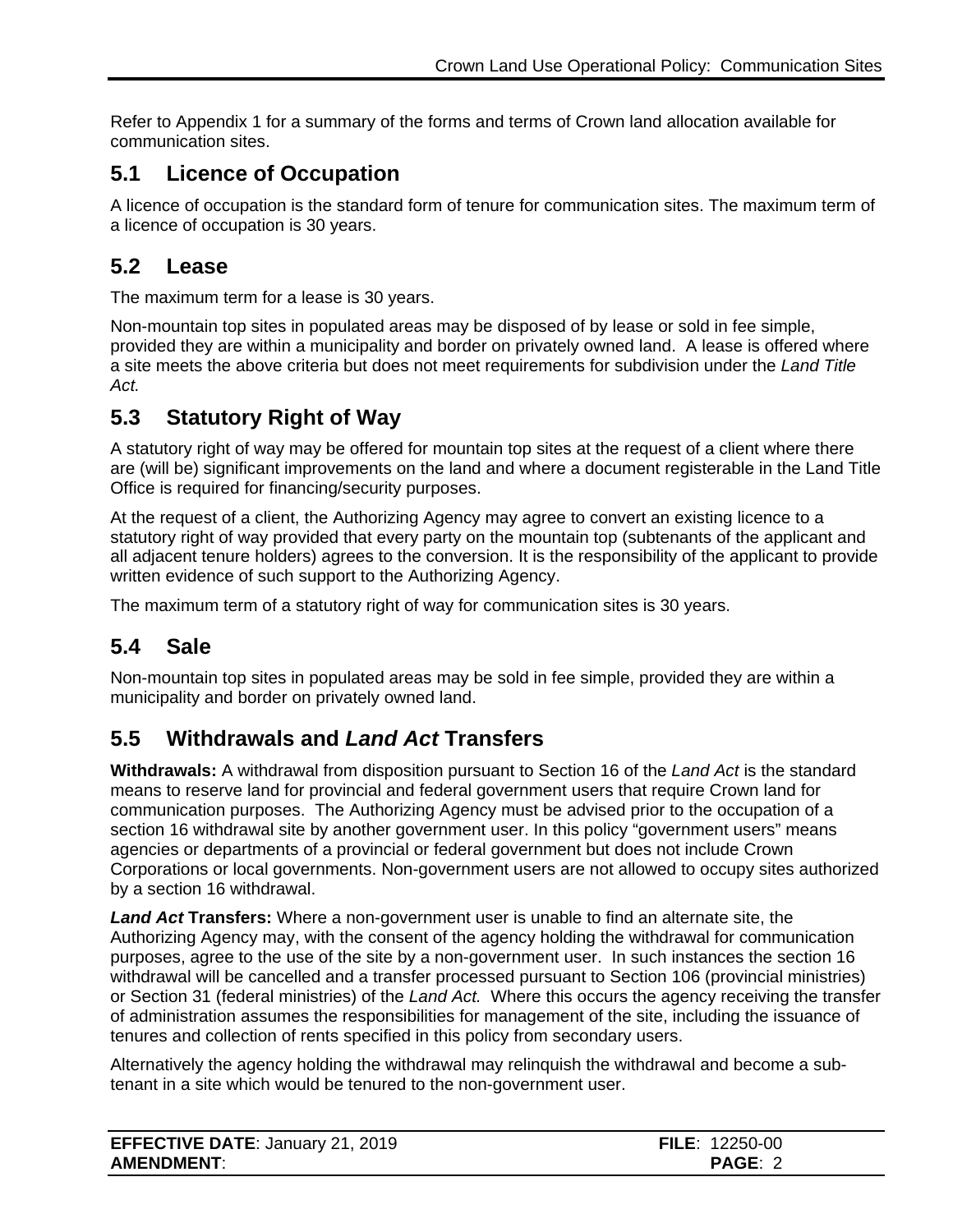Refer to Appendix 1 for a summary of the forms and terms of Crown land allocation available for communication sites.

## 5.1 Licence of Occupation

A licence of occupation is the standard form of tenure for communication sites. The maximum term of a licence of occupation is 30 years.

## 5.2 Lease

The maximum term for a lease is 30 years.

Non-mountain top sites in populated areas may be disposed of by lease or sold in fee simple, provided they are within a municipality and border on privately owned land. A lease is offered where a site meets the above criteria but does not meet requirements for subdivision under the *Land Title Act.*

## 5.3 Statutory Right of Way

A statutory right of way may be offered for mountain top sites at the request of a client where there are (will be) significant improvements on the land and where a document registerable in the Land Title Office is required for financing/security purposes.

At the request of a client, the Authorizing Agency may agree to convert an existing licence to a statutory right of way provided that every party on the mountain top (subtenants of the applicant and all adjacent tenure holders) agrees to the conversion. It is the responsibility of the applicant to provide written evidence of such support to the Authorizing Agency.

The maximum term of a statutory right of way for communication sites is 30 years.

## 5.4 Sale

Non-mountain top sites in populated areas may be sold in fee simple, provided they are within a municipality and border on privately owned land.

## 5.5 Withdrawals and *Land Act* Transfers

**Withdrawals:** A withdrawal from disposition pursuant to Section 16 of the *Land Act* is the standard means to reserve land for provincial and federal government users that require Crown land for communication purposes. The Authorizing Agency must be advised prior to the occupation of a section 16 withdrawal site by another government user. In this policy "government users" means agencies or departments of a provincial or federal government but does not include Crown Corporations or local governments. Non-government users are not allowed to occupy sites authorized by a section 16 withdrawal.

***Land Act* Transfers:** Where a non-government user is unable to find an alternate site, the Authorizing Agency may, with the consent of the agency holding the withdrawal for communication purposes, agree to the use of the site by a non-government user. In such instances the section 16 withdrawal will be cancelled and a transfer processed pursuant to Section 106 (provincial ministries) or Section 31 (federal ministries) of the *Land Act.* Where this occurs the agency receiving the transfer of administration assumes the responsibilities for management of the site, including the issuance of tenures and collection of rents specified in this policy from secondary users.

Alternatively the agency holding the withdrawal may relinquish the withdrawal and become a sub-tenant in a site which would be tenured to the non-government user.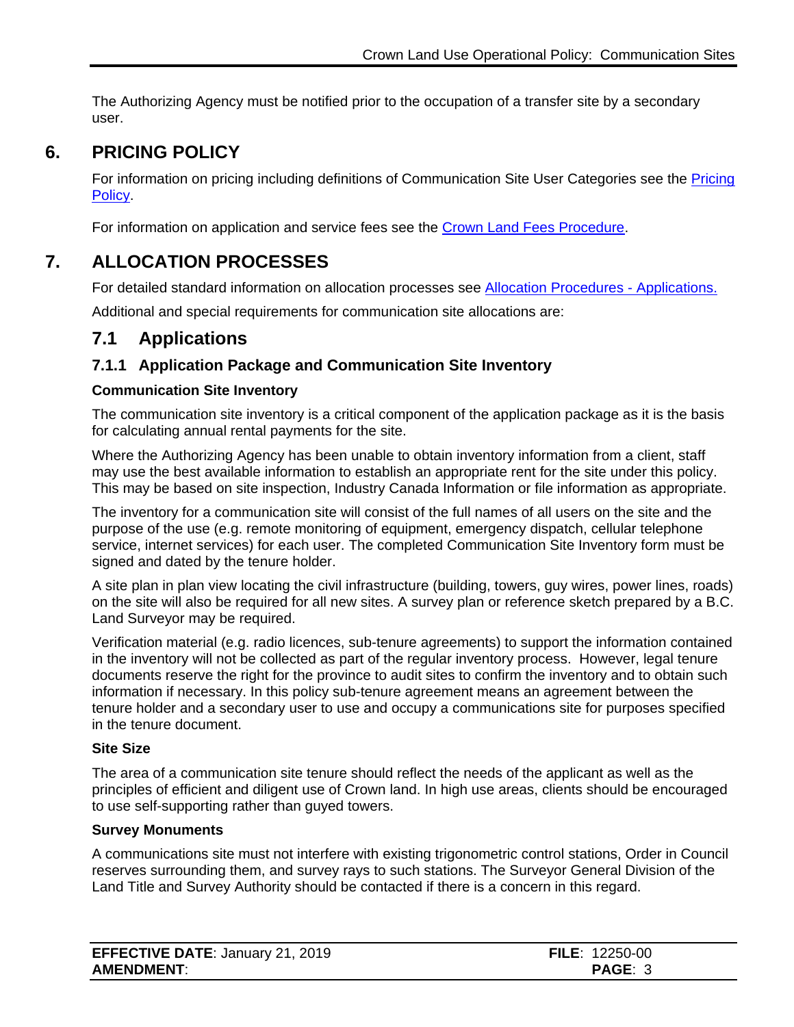The Authorizing Agency must be notified prior to the occupation of a transfer site by a secondary user.

# 6. PRICING POLICY

For information on pricing including definitions of Communication Site User Categories see the Pricing Policy.

For information on application and service fees see the Crown Land Fees Procedure.

# 7. ALLOCATION PROCESSES

For detailed standard information on allocation processes see Allocation Procedures - Applications.

Additional and special requirements for communication site allocations are:

## 7.1 Applications

### 7.1.1 Application Package and Communication Site Inventory

**Communication Site Inventory**

The communication site inventory is a critical component of the application package as it is the basis for calculating annual rental payments for the site.

Where the Authorizing Agency has been unable to obtain inventory information from a client, staff may use the best available information to establish an appropriate rent for the site under this policy. This may be based on site inspection, Industry Canada Information or file information as appropriate.

The inventory for a communication site will consist of the full names of all users on the site and the purpose of the use (e.g. remote monitoring of equipment, emergency dispatch, cellular telephone service, internet services) for each user. The completed Communication Site Inventory form must be signed and dated by the tenure holder.

A site plan in plan view locating the civil infrastructure (building, towers, guy wires, power lines, roads) on the site will also be required for all new sites. A survey plan or reference sketch prepared by a B.C. Land Surveyor may be required.

Verification material (e.g. radio licences, sub-tenure agreements) to support the information contained in the inventory will not be collected as part of the regular inventory process. However, legal tenure documents reserve the right for the province to audit sites to confirm the inventory and to obtain such information if necessary. In this policy sub-tenure agreement means an agreement between the tenure holder and a secondary user to use and occupy a communications site for purposes specified in the tenure document.

**Site Size**

The area of a communication site tenure should reflect the needs of the applicant as well as the principles of efficient and diligent use of Crown land. In high use areas, clients should be encouraged to use self-supporting rather than guyed towers.

**Survey Monuments**

A communications site must not interfere with existing trigonometric control stations, Order in Council reserves surrounding them, and survey rays to such stations. The Surveyor General Division of the Land Title and Survey Authority should be contacted if there is a concern in this regard.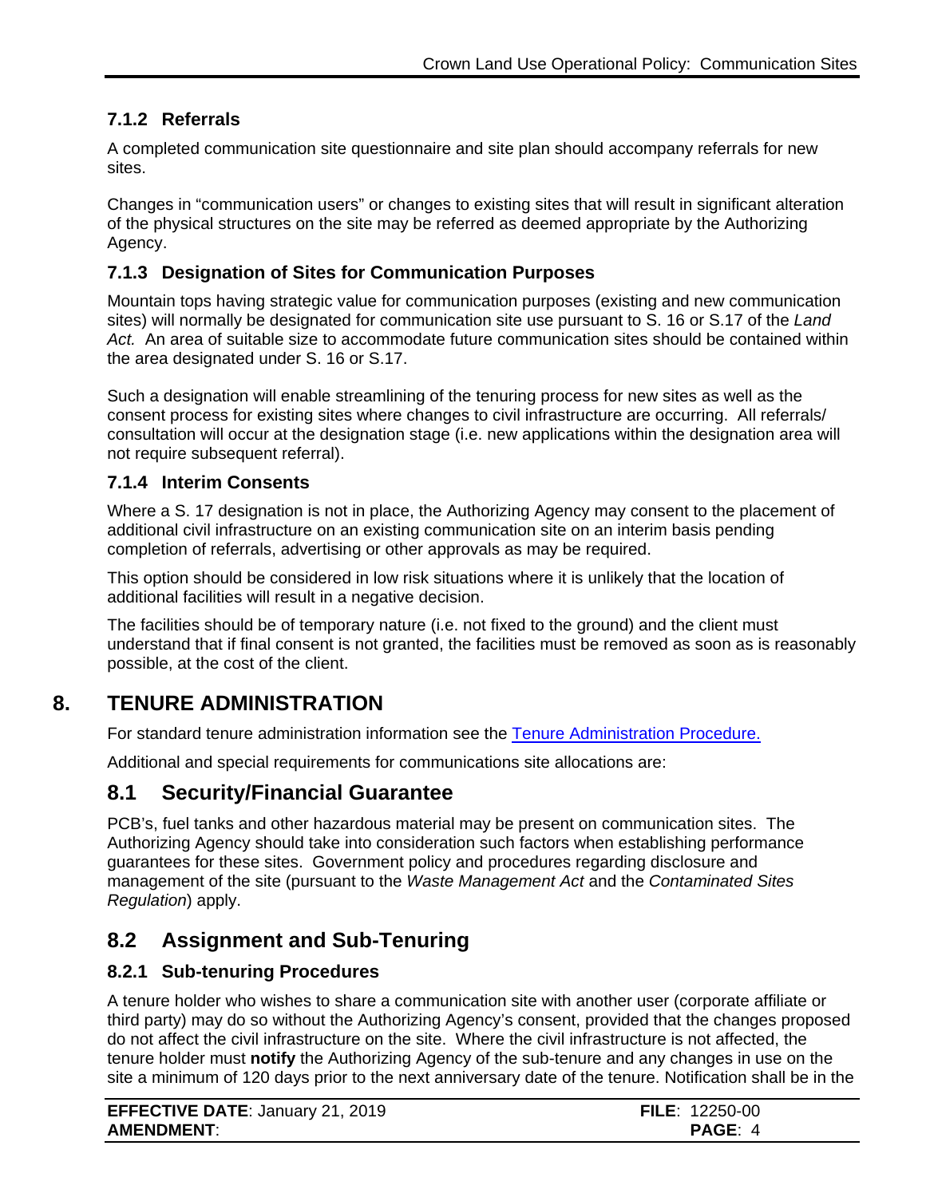### 7.1.2 Referrals

A completed communication site questionnaire and site plan should accompany referrals for new sites.

Changes in "communication users" or changes to existing sites that will result in significant alteration of the physical structures on the site may be referred as deemed appropriate by the Authorizing Agency.

### 7.1.3 Designation of Sites for Communication Purposes

Mountain tops having strategic value for communication purposes (existing and new communication sites) will normally be designated for communication site use pursuant to S. 16 or S.17 of the *Land Act.* An area of suitable size to accommodate future communication sites should be contained within the area designated under S. 16 or S.17.

Such a designation will enable streamlining of the tenuring process for new sites as well as the consent process for existing sites where changes to civil infrastructure are occurring. All referrals/ consultation will occur at the designation stage (i.e. new applications within the designation area will not require subsequent referral).

### 7.1.4 Interim Consents

Where a S. 17 designation is not in place, the Authorizing Agency may consent to the placement of additional civil infrastructure on an existing communication site on an interim basis pending completion of referrals, advertising or other approvals as may be required.

This option should be considered in low risk situations where it is unlikely that the location of additional facilities will result in a negative decision.

The facilities should be of temporary nature (i.e. not fixed to the ground) and the client must understand that if final consent is not granted, the facilities must be removed as soon as is reasonably possible, at the cost of the client.

# 8. TENURE ADMINISTRATION

For standard tenure administration information see the Tenure Administration Procedure.

Additional and special requirements for communications site allocations are:

## 8.1 Security/Financial Guarantee

PCB's, fuel tanks and other hazardous material may be present on communication sites. The Authorizing Agency should take into consideration such factors when establishing performance guarantees for these sites. Government policy and procedures regarding disclosure and management of the site (pursuant to the *Waste Management Act* and the *Contaminated Sites Regulation*) apply.

## 8.2 Assignment and Sub-Tenuring

### 8.2.1 Sub-tenuring Procedures

A tenure holder who wishes to share a communication site with another user (corporate affiliate or third party) may do so without the Authorizing Agency's consent, provided that the changes proposed do not affect the civil infrastructure on the site. Where the civil infrastructure is not affected, the tenure holder must **notify** the Authorizing Agency of the sub-tenure and any changes in use on the site a minimum of 120 days prior to the next anniversary date of the tenure. Notification shall be in the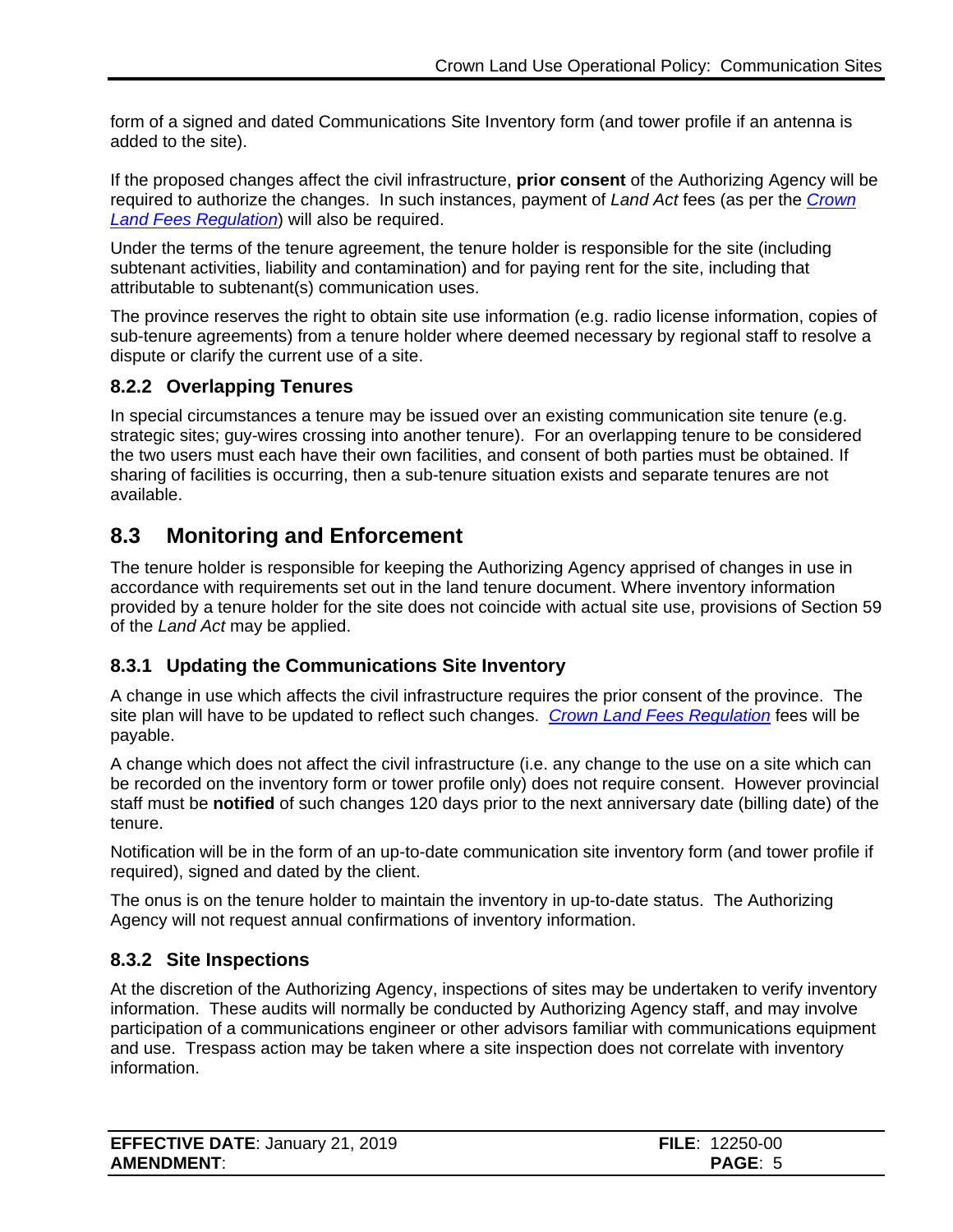form of a signed and dated Communications Site Inventory form (and tower profile if an antenna is added to the site).

If the proposed changes affect the civil infrastructure, **prior consent** of the Authorizing Agency will be required to authorize the changes. In such instances, payment of *Land Act* fees (as per the *Crown Land Fees Regulation*) will also be required.

Under the terms of the tenure agreement, the tenure holder is responsible for the site (including subtenant activities, liability and contamination) and for paying rent for the site, including that attributable to subtenant(s) communication uses.

The province reserves the right to obtain site use information (e.g. radio license information, copies of sub-tenure agreements) from a tenure holder where deemed necessary by regional staff to resolve a dispute or clarify the current use of a site.

### 8.2.2 Overlapping Tenures

In special circumstances a tenure may be issued over an existing communication site tenure (e.g. strategic sites; guy-wires crossing into another tenure). For an overlapping tenure to be considered the two users must each have their own facilities, and consent of both parties must be obtained. If sharing of facilities is occurring, then a sub-tenure situation exists and separate tenures are not available.

## 8.3 Monitoring and Enforcement

The tenure holder is responsible for keeping the Authorizing Agency apprised of changes in use in accordance with requirements set out in the land tenure document. Where inventory information provided by a tenure holder for the site does not coincide with actual site use, provisions of Section 59 of the *Land Act* may be applied.

### 8.3.1 Updating the Communications Site Inventory

A change in use which affects the civil infrastructure requires the prior consent of the province. The site plan will have to be updated to reflect such changes. *Crown Land Fees Regulation* fees will be payable.

A change which does not affect the civil infrastructure (i.e. any change to the use on a site which can be recorded on the inventory form or tower profile only) does not require consent. However provincial staff must be **notified** of such changes 120 days prior to the next anniversary date (billing date) of the tenure.

Notification will be in the form of an up-to-date communication site inventory form (and tower profile if required), signed and dated by the client.

The onus is on the tenure holder to maintain the inventory in up-to-date status. The Authorizing Agency will not request annual confirmations of inventory information.

### 8.3.2 Site Inspections

At the discretion of the Authorizing Agency, inspections of sites may be undertaken to verify inventory information. These audits will normally be conducted by Authorizing Agency staff, and may involve participation of a communications engineer or other advisors familiar with communications equipment and use. Trespass action may be taken where a site inspection does not correlate with inventory information.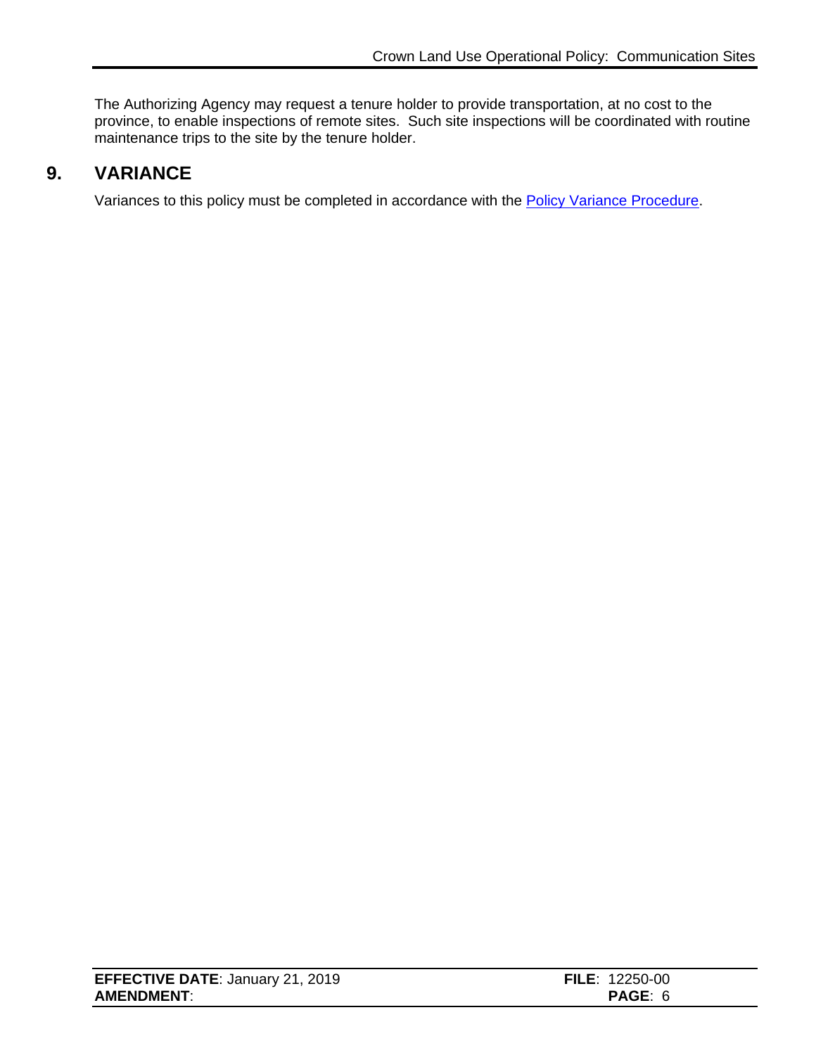The Authorizing Agency may request a tenure holder to provide transportation, at no cost to the province, to enable inspections of remote sites. Such site inspections will be coordinated with routine maintenance trips to the site by the tenure holder.

## 9. VARIANCE

Variances to this policy must be completed in accordance with the Policy Variance Procedure.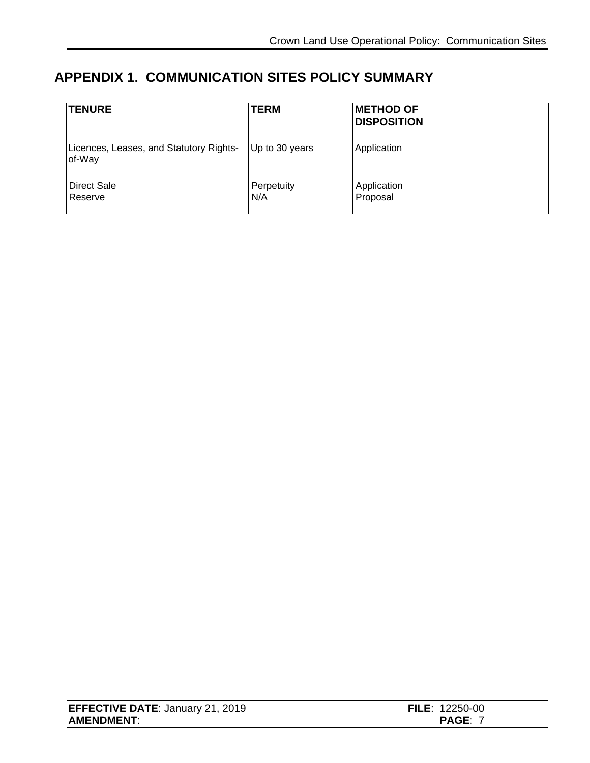# APPENDIX 1. COMMUNICATION SITES POLICY SUMMARY

| TENURE | TERM | METHOD OF DISPOSITION |
|---|---|---|
| Licences, Leases, and Statutory Rights-of-Way | Up to 30 years | Application |
| Direct Sale | Perpetuity | Application |
| Reserve | N/A | Proposal |

**EFFECTIVE DATE**: January 21, 2019
**AMENDMENT**:

**FILE**: 12250-00